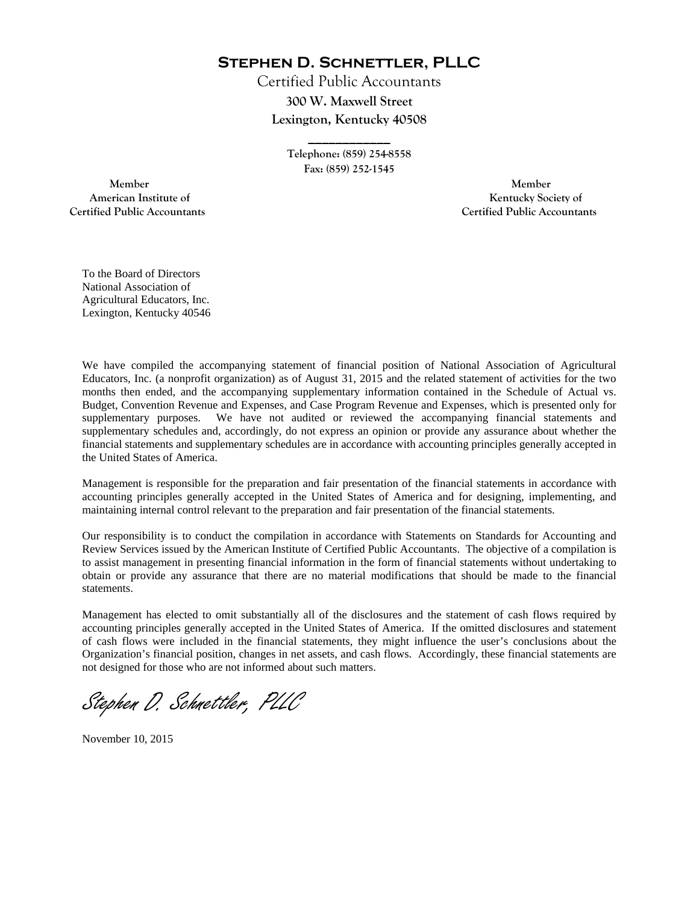# Stephen D. Schnettler, PLLC

Certified Public Accountants

**300 W. Maxwell Street**

**Lexington, Kentucky 40508**

Telephone: (859) 254-8558

Fax: (859) 252-1545

Member
American Institute of
Certified Public Accountants

Member
Kentucky Society of
Certified Public Accountants

To the Board of Directors
National Association of
Agricultural Educators, Inc.
Lexington, Kentucky 40546

We have compiled the accompanying statement of financial position of National Association of Agricultural Educators, Inc. (a nonprofit organization) as of August 31, 2015 and the related statement of activities for the two months then ended, and the accompanying supplementary information contained in the Schedule of Actual vs. Budget, Convention Revenue and Expenses, and Case Program Revenue and Expenses, which is presented only for supplementary purposes. We have not audited or reviewed the accompanying financial statements and supplementary schedules and, accordingly, do not express an opinion or provide any assurance about whether the financial statements and supplementary schedules are in accordance with accounting principles generally accepted in the United States of America.

Management is responsible for the preparation and fair presentation of the financial statements in accordance with accounting principles generally accepted in the United States of America and for designing, implementing, and maintaining internal control relevant to the preparation and fair presentation of the financial statements.

Our responsibility is to conduct the compilation in accordance with Statements on Standards for Accounting and Review Services issued by the American Institute of Certified Public Accountants. The objective of a compilation is to assist management in presenting financial information in the form of financial statements without undertaking to obtain or provide any assurance that there are no material modifications that should be made to the financial statements.

Management has elected to omit substantially all of the disclosures and the statement of cash flows required by accounting principles generally accepted in the United States of America. If the omitted disclosures and statement of cash flows were included in the financial statements, they might influence the user's conclusions about the Organization's financial position, changes in net assets, and cash flows. Accordingly, these financial statements are not designed for those who are not informed about such matters.

*Stephen D. Schnettler, PLLC*

November 10, 2015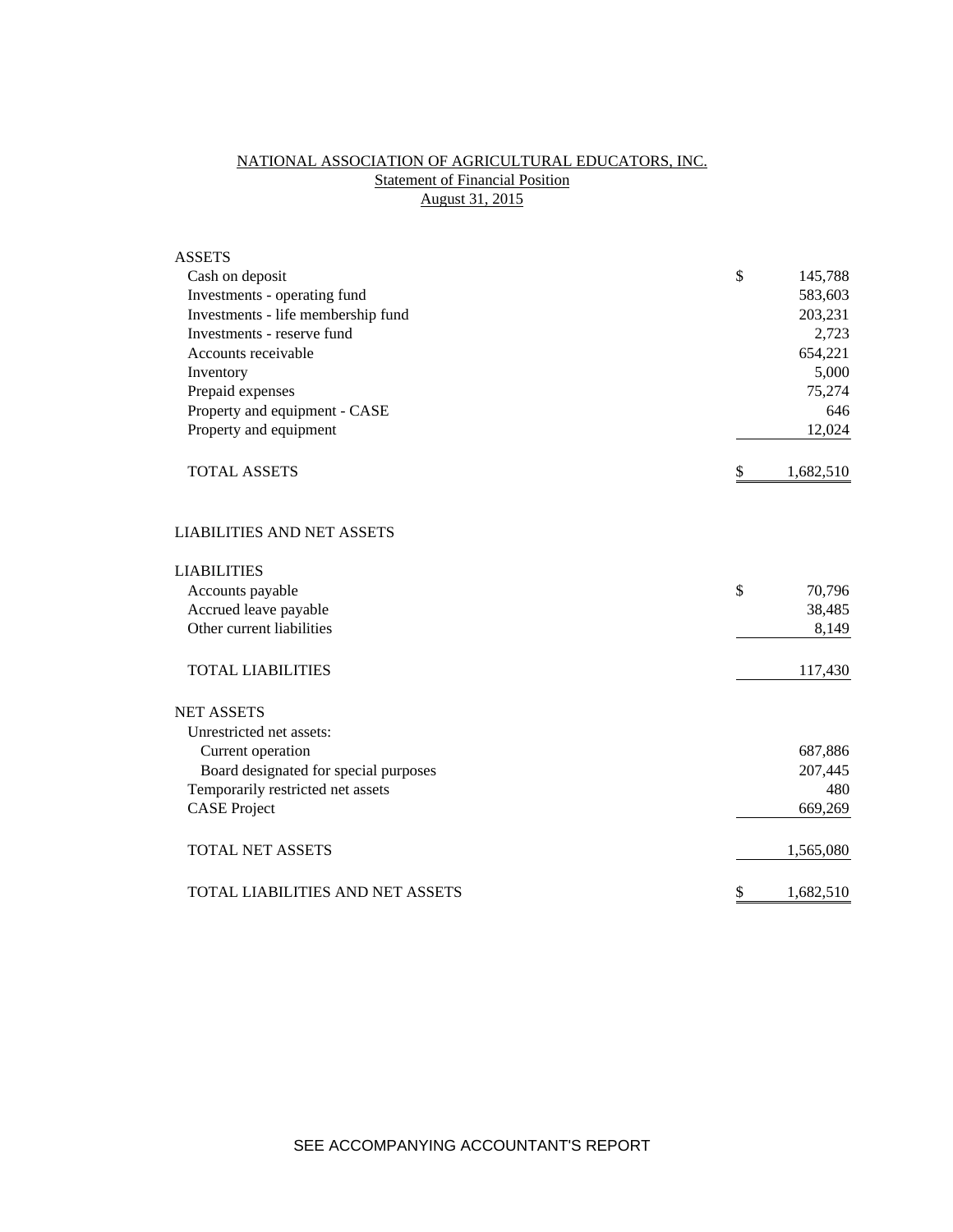# NATIONAL ASSOCIATION OF AGRICULTURAL EDUCATORS, INC.

## Statement of Financial Position

### August 31, 2015

| | | |
|---|---|---|
| **ASSETS** | | |
| Cash on deposit | $ | 145,788 |
| Investments - operating fund | | 583,603 |
| Investments - life membership fund | | 203,231 |
| Investments - reserve fund | | 2,723 |
| Accounts receivable | | 654,221 |
| Inventory | | 5,000 |
| Prepaid expenses | | 75,274 |
| Property and equipment - CASE | | 646 |
| Property and equipment | | 12,024 |
| TOTAL ASSETS | $ | 1,682,510 |
| | | |
| **LIABILITIES AND NET ASSETS** | | |
| | | |
| **LIABILITIES** | | |
| Accounts payable | $ | 70,796 |
| Accrued leave payable | | 38,485 |
| Other current liabilities | | 8,149 |
| TOTAL LIABILITIES | | 117,430 |
| | | |
| **NET ASSETS** | | |
| Unrestricted net assets: | | |
| Current operation | | 687,886 |
| Board designated for special purposes | | 207,445 |
| Temporarily restricted net assets | | 480 |
| CASE Project | | 669,269 |
| TOTAL NET ASSETS | | 1,565,080 |
| | | |
| TOTAL LIABILITIES AND NET ASSETS | $ | 1,682,510 |

SEE ACCOMPANYING ACCOUNTANT'S REPORT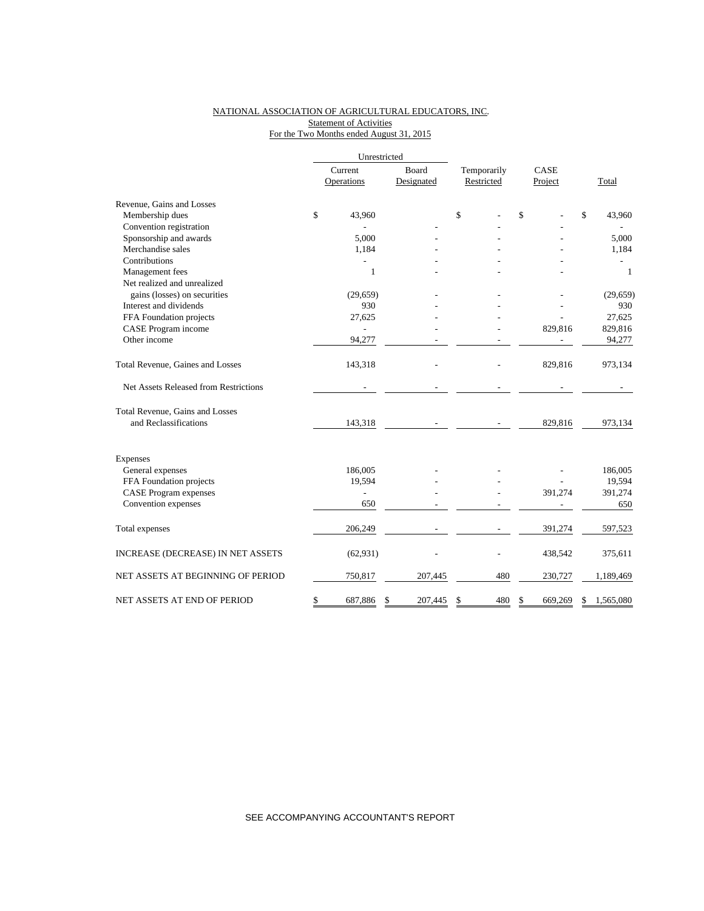NATIONAL ASSOCIATION OF AGRICULTURAL EDUCATORS, INC.
Statement of Activities
For the Two Months ended August 31, 2015

| | Unrestricted | | | | |
|---|---|---|---|---|---|
| | Current Operations | Board Designated | Temporarily Restricted | CASE Project | Total |
| Revenue, Gains and Losses | | | | | |
| Membership dues | $ 43,960 | | $ - | $ - | $ 43,960 |
| Convention registration | - | - | - | - | - |
| Sponsorship and awards | 5,000 | - | - | - | 5,000 |
| Merchandise sales | 1,184 | - | - | - | 1,184 |
| Contributions | - | - | - | - | - |
| Management fees | 1 | - | - | - | 1 |
| Net realized and unrealized gains (losses) on securities | (29,659) | - | - | - | (29,659) |
| Interest and dividends | 930 | - | - | - | 930 |
| FFA Foundation projects | 27,625 | - | - | - | 27,625 |
| CASE Program income | - | - | - | 829,816 | 829,816 |
| Other income | 94,277 | - | - | - | 94,277 |
| Total Revenue, Gaines and Losses | 143,318 | - | - | 829,816 | 973,134 |
| Net Assets Released from Restrictions | - | - | - | - | - |
| Total Revenue, Gains and Losses and Reclassifications | 143,318 | - | - | 829,816 | 973,134 |
| Expenses | | | | | |
| General expenses | 186,005 | - | - | - | 186,005 |
| FFA Foundation projects | 19,594 | - | - | - | 19,594 |
| CASE Program expenses | - | - | - | 391,274 | 391,274 |
| Convention expenses | 650 | - | - | - | 650 |
| Total expenses | 206,249 | - | - | 391,274 | 597,523 |
| INCREASE (DECREASE) IN NET ASSETS | (62,931) | - | - | 438,542 | 375,611 |
| NET ASSETS AT BEGINNING OF PERIOD | 750,817 | 207,445 | 480 | 230,727 | 1,189,469 |
| NET ASSETS AT END OF PERIOD | $ 687,886 | $ 207,445 | $ 480 | $ 669,269 | $ 1,565,080 |

SEE ACCOMPANYING ACCOUNTANT'S REPORT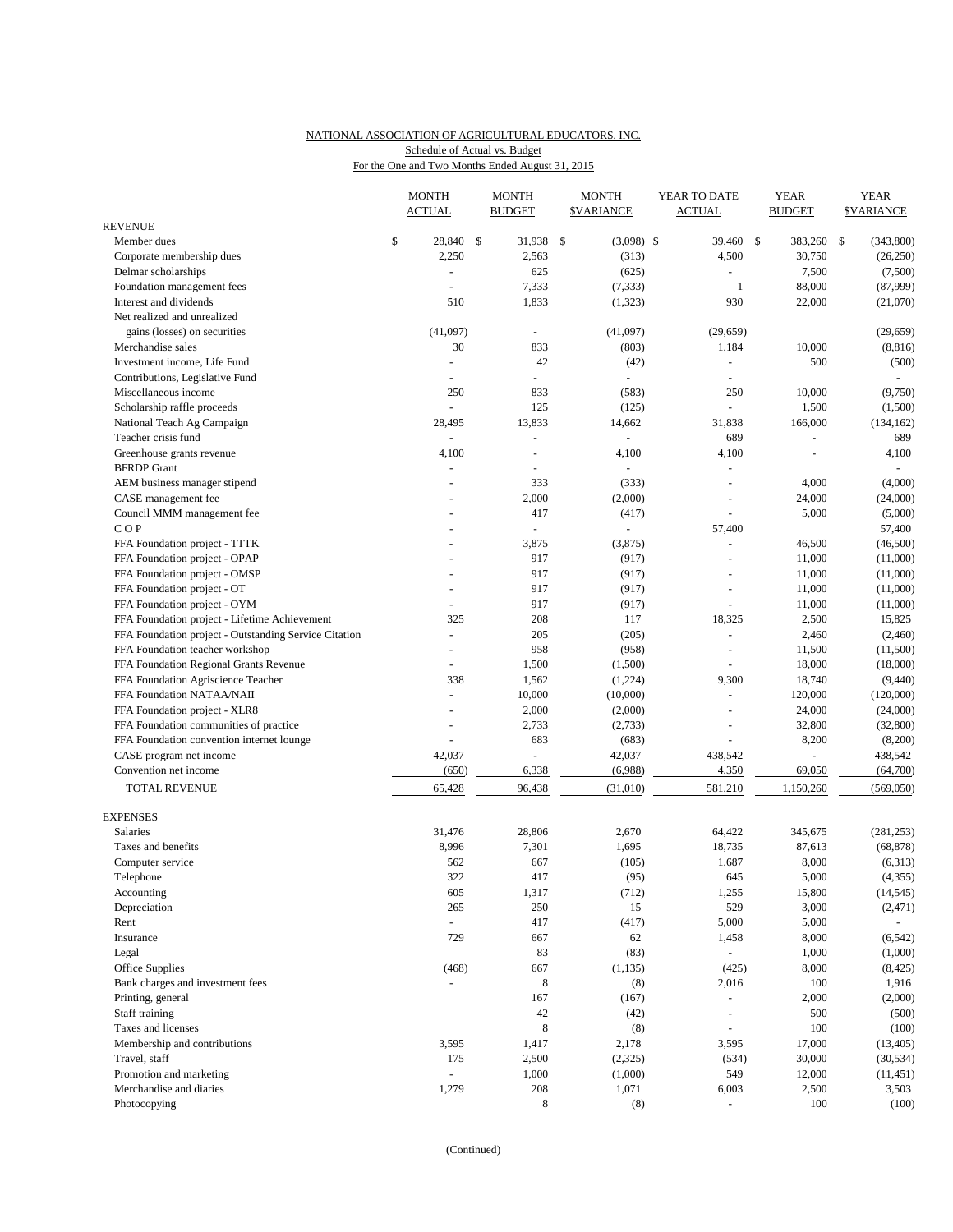NATIONAL ASSOCIATION OF AGRICULTURAL EDUCATORS, INC.

Schedule of Actual vs. Budget

For the One and Two Months Ended August 31, 2015

| | MONTH ACTUAL | MONTH BUDGET | MONTH $VARIANCE | YEAR TO DATE ACTUAL | YEAR BUDGET | YEAR $VARIANCE |
|---|---|---|---|---|---|---|
| REVENUE | | | | | | |
| Member dues | $ 28,840 | $ 31,938 | $ (3,098) | $ 39,460 | $ 383,260 | $ (343,800) |
| Corporate membership dues | 2,250 | 2,563 | (313) | 4,500 | 30,750 | (26,250) |
| Delmar scholarships | - | 625 | (625) | - | 7,500 | (7,500) |
| Foundation management fees | - | 7,333 | (7,333) | 1 | 88,000 | (87,999) |
| Interest and dividends | 510 | 1,833 | (1,323) | 930 | 22,000 | (21,070) |
| Net realized and unrealized gains (losses) on securities | (41,097) | - | (41,097) | (29,659) | | (29,659) |
| Merchandise sales | 30 | 833 | (803) | 1,184 | 10,000 | (8,816) |
| Investment income, Life Fund | - | 42 | (42) | - | 500 | (500) |
| Contributions, Legislative Fund | - | - | - | - | | - |
| Miscellaneous income | 250 | 833 | (583) | 250 | 10,000 | (9,750) |
| Scholarship raffle proceeds | - | 125 | (125) | - | 1,500 | (1,500) |
| National Teach Ag Campaign | 28,495 | 13,833 | 14,662 | 31,838 | 166,000 | (134,162) |
| Teacher crisis fund | - | - | - | 689 | - | 689 |
| Greenhouse grants revenue | 4,100 | - | 4,100 | 4,100 | - | 4,100 |
| BFRDP Grant | - | - | - | - | | - |
| AEM business manager stipend | - | 333 | (333) | - | 4,000 | (4,000) |
| CASE management fee | - | 2,000 | (2,000) | - | 24,000 | (24,000) |
| Council MMM management fee | - | 417 | (417) | - | 5,000 | (5,000) |
| C O P | - | - | - | 57,400 | | 57,400 |
| FFA Foundation project - TTTK | - | 3,875 | (3,875) | - | 46,500 | (46,500) |
| FFA Foundation project - OPAP | - | 917 | (917) | - | 11,000 | (11,000) |
| FFA Foundation project - OMSP | - | 917 | (917) | - | 11,000 | (11,000) |
| FFA Foundation project - OT | - | 917 | (917) | - | 11,000 | (11,000) |
| FFA Foundation project - OYM | - | 917 | (917) | - | 11,000 | (11,000) |
| FFA Foundation project - Lifetime Achievement | 325 | 208 | 117 | 18,325 | 2,500 | 15,825 |
| FFA Foundation project - Outstanding Service Citation | - | 205 | (205) | - | 2,460 | (2,460) |
| FFA Foundation teacher workshop | - | 958 | (958) | - | 11,500 | (11,500) |
| FFA Foundation Regional Grants Revenue | - | 1,500 | (1,500) | - | 18,000 | (18,000) |
| FFA Foundation Agriscience Teacher | 338 | 1,562 | (1,224) | 9,300 | 18,740 | (9,440) |
| FFA Foundation NATAA/NAII | - | 10,000 | (10,000) | - | 120,000 | (120,000) |
| FFA Foundation project - XLR8 | - | 2,000 | (2,000) | - | 24,000 | (24,000) |
| FFA Foundation communities of practice | - | 2,733 | (2,733) | - | 32,800 | (32,800) |
| FFA Foundation convention internet lounge | - | 683 | (683) | - | 8,200 | (8,200) |
| CASE program net income | 42,037 | - | 42,037 | 438,542 | - | 438,542 |
| Convention net income | (650) | 6,338 | (6,988) | 4,350 | 69,050 | (64,700) |
| TOTAL REVENUE | 65,428 | 96,438 | (31,010) | 581,210 | 1,150,260 | (569,050) |
| EXPENSES | | | | | | |
| Salaries | 31,476 | 28,806 | 2,670 | 64,422 | 345,675 | (281,253) |
| Taxes and benefits | 8,996 | 7,301 | 1,695 | 18,735 | 87,613 | (68,878) |
| Computer service | 562 | 667 | (105) | 1,687 | 8,000 | (6,313) |
| Telephone | 322 | 417 | (95) | 645 | 5,000 | (4,355) |
| Accounting | 605 | 1,317 | (712) | 1,255 | 15,800 | (14,545) |
| Depreciation | 265 | 250 | 15 | 529 | 3,000 | (2,471) |
| Rent | - | 417 | (417) | 5,000 | 5,000 | - |
| Insurance | 729 | 667 | 62 | 1,458 | 8,000 | (6,542) |
| Legal | | 83 | (83) | - | 1,000 | (1,000) |
| Office Supplies | (468) | 667 | (1,135) | (425) | 8,000 | (8,425) |
| Bank charges and investment fees | - | 8 | (8) | 2,016 | 100 | 1,916 |
| Printing, general | | 167 | (167) | - | 2,000 | (2,000) |
| Staff training | | 42 | (42) | - | 500 | (500) |
| Taxes and licenses | | 8 | (8) | - | 100 | (100) |
| Membership and contributions | 3,595 | 1,417 | 2,178 | 3,595 | 17,000 | (13,405) |
| Travel, staff | 175 | 2,500 | (2,325) | (534) | 30,000 | (30,534) |
| Promotion and marketing | - | 1,000 | (1,000) | 549 | 12,000 | (11,451) |
| Merchandise and diaries | 1,279 | 208 | 1,071 | 6,003 | 2,500 | 3,503 |
| Photocopying | | 8 | (8) | - | 100 | (100) |

(Continued)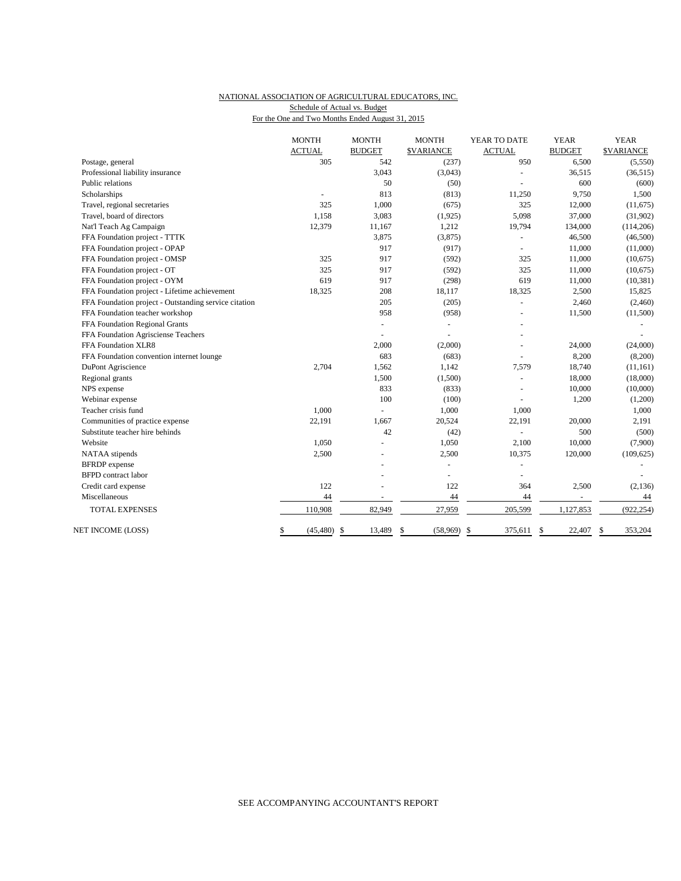NATIONAL ASSOCIATION OF AGRICULTURAL EDUCATORS, INC.
Schedule of Actual vs. Budget
For the One and Two Months Ended August 31, 2015

| | MONTH ACTUAL | MONTH BUDGET | MONTH $VARIANCE | YEAR TO DATE ACTUAL | YEAR BUDGET | YEAR $VARIANCE |
|---|---|---|---|---|---|---|
| Postage, general | 305 | 542 | (237) | 950 | 6,500 | (5,550) |
| Professional liability insurance | | 3,043 | (3,043) | - | 36,515 | (36,515) |
| Public relations | | 50 | (50) | - | 600 | (600) |
| Scholarships | - | 813 | (813) | 11,250 | 9,750 | 1,500 |
| Travel, regional secretaries | 325 | 1,000 | (675) | 325 | 12,000 | (11,675) |
| Travel, board of directors | 1,158 | 3,083 | (1,925) | 5,098 | 37,000 | (31,902) |
| Nat'l Teach Ag Campaign | 12,379 | 11,167 | 1,212 | 19,794 | 134,000 | (114,206) |
| FFA Foundation project - TTTK | | 3,875 | (3,875) | - | 46,500 | (46,500) |
| FFA Foundation project - OPAP | | 917 | (917) | - | 11,000 | (11,000) |
| FFA Foundation project - OMSP | 325 | 917 | (592) | 325 | 11,000 | (10,675) |
| FFA Foundation project - OT | 325 | 917 | (592) | 325 | 11,000 | (10,675) |
| FFA Foundation project - OYM | 619 | 917 | (298) | 619 | 11,000 | (10,381) |
| FFA Foundation project - Lifetime achievement | 18,325 | 208 | 18,117 | 18,325 | 2,500 | 15,825 |
| FFA Foundation project - Outstanding service citation | | 205 | (205) | - | 2,460 | (2,460) |
| FFA Foundation teacher workshop | | 958 | (958) | - | 11,500 | (11,500) |
| FFA Foundation Regional Grants | | - | - | - | | - |
| FFA Foundation Agrisciense Teachers | | - | - | - | | - |
| FFA Foundation XLR8 | | 2,000 | (2,000) | - | 24,000 | (24,000) |
| FFA Foundation convention internet lounge | | 683 | (683) | - | 8,200 | (8,200) |
| DuPont Agriscience | 2,704 | 1,562 | 1,142 | 7,579 | 18,740 | (11,161) |
| Regional grants | | 1,500 | (1,500) | - | 18,000 | (18,000) |
| NPS expense | | 833 | (833) | - | 10,000 | (10,000) |
| Webinar expense | | 100 | (100) | - | 1,200 | (1,200) |
| Teacher crisis fund | 1,000 | - | 1,000 | 1,000 | | 1,000 |
| Communities of practice expense | 22,191 | 1,667 | 20,524 | 22,191 | 20,000 | 2,191 |
| Substitute teacher hire behinds | | 42 | (42) | - | 500 | (500) |
| Website | 1,050 | - | 1,050 | 2,100 | 10,000 | (7,900) |
| NATAA stipends | 2,500 | - | 2,500 | 10,375 | 120,000 | (109,625) |
| BFRDP expense | | - | - | - | | - |
| BFPD contract labor | | - | - | - | | - |
| Credit card expense | 122 | - | 122 | 364 | 2,500 | (2,136) |
| Miscellaneous | 44 | - | 44 | 44 | - | 44 |
| TOTAL EXPENSES | 110,908 | 82,949 | 27,959 | 205,599 | 1,127,853 | (922,254) |
| NET INCOME (LOSS) | $ (45,480) | $ 13,489 | $ (58,969) | $ 375,611 | $ 22,407 | $ 353,204 |

SEE ACCOMPANYING ACCOUNTANT'S REPORT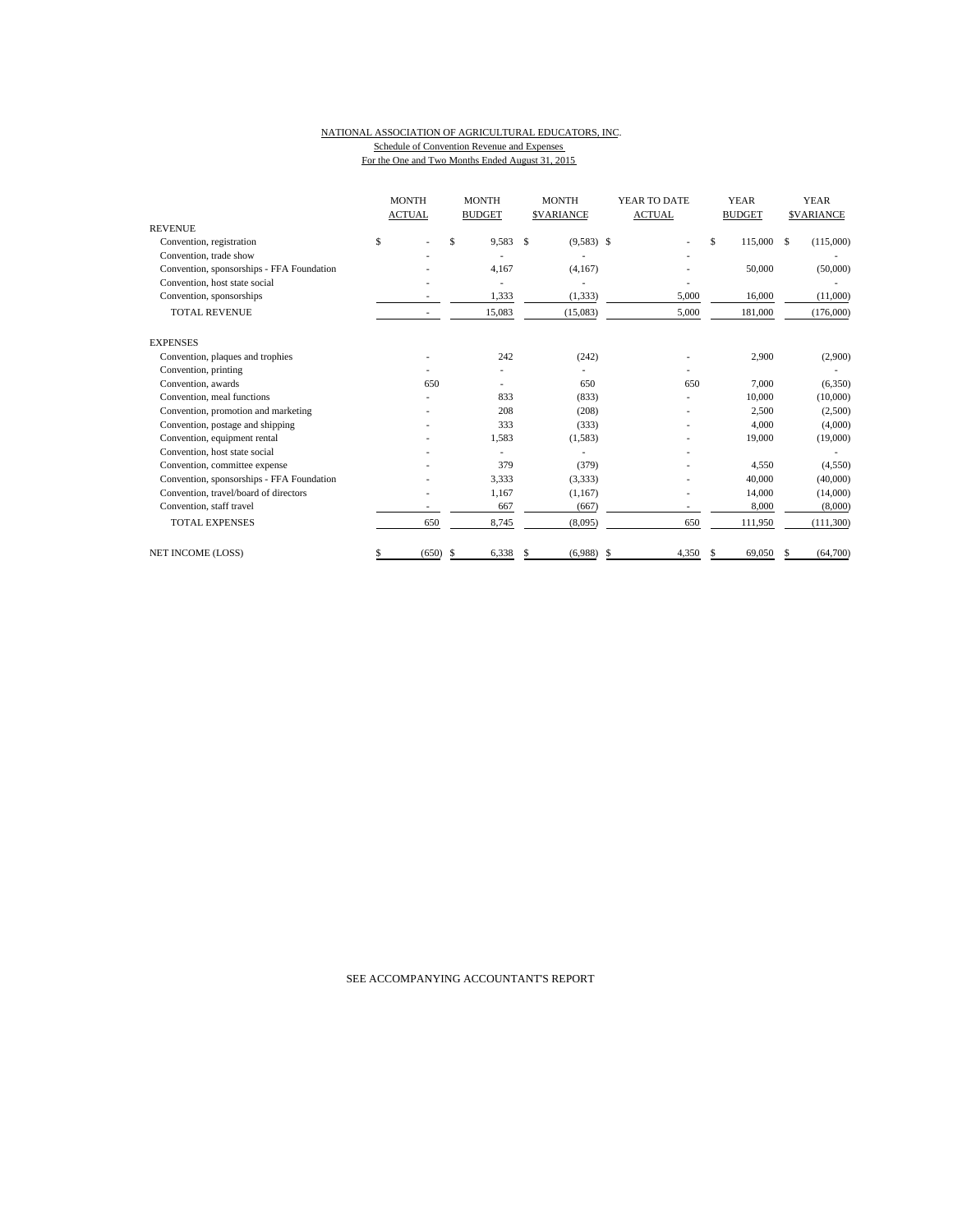NATIONAL ASSOCIATION OF AGRICULTURAL EDUCATORS, INC.

Schedule of Convention Revenue and Expenses

For the One and Two Months Ended August 31, 2015

| | MONTH ACTUAL | MONTH BUDGET | MONTH $VARIANCE | YEAR TO DATE ACTUAL | YEAR BUDGET | YEAR $VARIANCE |
|---|---|---|---|---|---|---|
| REVENUE | | | | | | |
| Convention, registration | $ - | $ 9,583 | $ (9,583) | $ - | $ 115,000 | $ (115,000) |
| Convention, trade show | - | - | - | - | | - |
| Convention, sponsorships - FFA Foundation | - | 4,167 | (4,167) | - | 50,000 | (50,000) |
| Convention, host state social | - | - | - | - | | - |
| Convention, sponsorships | - | 1,333 | (1,333) | 5,000 | 16,000 | (11,000) |
| TOTAL REVENUE | - | 15,083 | (15,083) | 5,000 | 181,000 | (176,000) |
| EXPENSES | | | | | | |
| Convention, plaques and trophies | - | 242 | (242) | - | 2,900 | (2,900) |
| Convention, printing | - | - | - | - | | - |
| Convention, awards | 650 | - | 650 | 650 | 7,000 | (6,350) |
| Convention, meal functions | - | 833 | (833) | - | 10,000 | (10,000) |
| Convention, promotion and marketing | - | 208 | (208) | - | 2,500 | (2,500) |
| Convention, postage and shipping | - | 333 | (333) | - | 4,000 | (4,000) |
| Convention, equipment rental | - | 1,583 | (1,583) | - | 19,000 | (19,000) |
| Convention, host state social | - | - | - | - | | - |
| Convention, committee expense | - | 379 | (379) | - | 4,550 | (4,550) |
| Convention, sponsorships - FFA Foundation | - | 3,333 | (3,333) | - | 40,000 | (40,000) |
| Convention, travel/board of directors | - | 1,167 | (1,167) | - | 14,000 | (14,000) |
| Convention, staff travel | - | 667 | (667) | - | 8,000 | (8,000) |
| TOTAL EXPENSES | 650 | 8,745 | (8,095) | 650 | 111,950 | (111,300) |
| NET INCOME (LOSS) | $ (650) | $ 6,338 | $ (6,988) | $ 4,350 | $ 69,050 | $ (64,700) |

SEE ACCOMPANYING ACCOUNTANT'S REPORT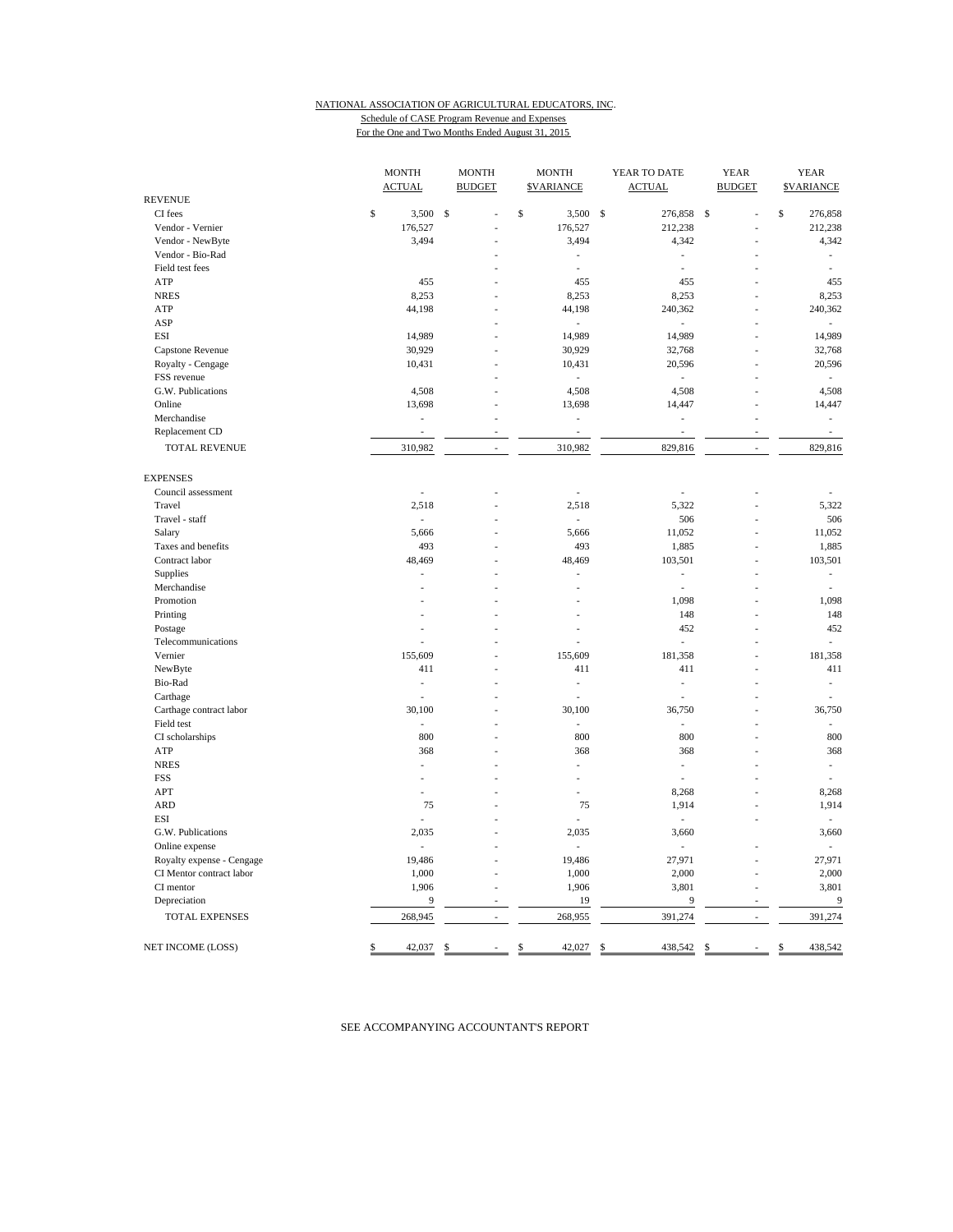NATIONAL ASSOCIATION OF AGRICULTURAL EDUCATORS, INC.

Schedule of CASE Program Revenue and Expenses

For the One and Two Months Ended August 31, 2015

| | MONTH ACTUAL | MONTH BUDGET | MONTH $VARIANCE | YEAR TO DATE ACTUAL | YEAR BUDGET | YEAR $VARIANCE |
|---|---|---|---|---|---|---|
| REVENUE | | | | | | |
| CI fees | $ 3,500 | $ - | $ 3,500 | $ 276,858 | $ - | $ 276,858 |
| Vendor - Vernier | 176,527 | - | 176,527 | 212,238 | - | 212,238 |
| Vendor - NewByte | 3,494 | - | 3,494 | 4,342 | - | 4,342 |
| Vendor - Bio-Rad | | - | - | - | - | - |
| Field test fees | | - | - | - | - | - |
| ATP | 455 | - | 455 | 455 | - | 455 |
| NRES | 8,253 | - | 8,253 | 8,253 | - | 8,253 |
| ATP | 44,198 | - | 44,198 | 240,362 | - | 240,362 |
| ASP | | - | - | - | - | - |
| ESI | 14,989 | - | 14,989 | 14,989 | - | 14,989 |
| Capstone Revenue | 30,929 | - | 30,929 | 32,768 | - | 32,768 |
| Royalty - Cengage | 10,431 | - | 10,431 | 20,596 | - | 20,596 |
| FSS revenue | | - | - | - | - | - |
| G.W. Publications | 4,508 | - | 4,508 | 4,508 | - | 4,508 |
| Online | 13,698 | - | 13,698 | 14,447 | - | 14,447 |
| Merchandise | - | - | - | - | - | - |
| Replacement CD | - | - | - | - | - | - |
| TOTAL REVENUE | 310,982 | - | 310,982 | 829,816 | - | 829,816 |
| EXPENSES | | | | | | |
| Council assessment | - | - | - | - | - | - |
| Travel | 2,518 | - | 2,518 | 5,322 | - | 5,322 |
| Travel - staff | - | - | - | 506 | - | 506 |
| Salary | 5,666 | - | 5,666 | 11,052 | - | 11,052 |
| Taxes and benefits | 493 | - | 493 | 1,885 | - | 1,885 |
| Contract labor | 48,469 | - | 48,469 | 103,501 | - | 103,501 |
| Supplies | - | - | - | - | - | - |
| Merchandise | - | - | - | - | - | - |
| Promotion | - | - | - | 1,098 | - | 1,098 |
| Printing | - | - | - | 148 | - | 148 |
| Postage | - | - | - | 452 | - | 452 |
| Telecommunications | - | - | - | - | - | - |
| Vernier | 155,609 | - | 155,609 | 181,358 | - | 181,358 |
| NewByte | 411 | - | 411 | 411 | - | 411 |
| Bio-Rad | - | - | - | - | - | - |
| Carthage | - | - | - | - | - | - |
| Carthage contract labor | 30,100 | - | 30,100 | 36,750 | - | 36,750 |
| Field test | - | - | - | - | - | - |
| CI scholarships | 800 | - | 800 | 800 | - | 800 |
| ATP | 368 | - | 368 | 368 | - | 368 |
| NRES | - | - | - | - | - | - |
| FSS | - | - | - | - | - | - |
| APT | - | - | - | 8,268 | - | 8,268 |
| ARD | 75 | - | 75 | 1,914 | - | 1,914 |
| ESI | - | - | - | - | - | - |
| G.W. Publications | 2,035 | - | 2,035 | 3,660 | | 3,660 |
| Online expense | - | - | - | - | - | - |
| Royalty expense - Cengage | 19,486 | - | 19,486 | 27,971 | - | 27,971 |
| CI Mentor contract labor | 1,000 | - | 1,000 | 2,000 | - | 2,000 |
| CI mentor | 1,906 | - | 1,906 | 3,801 | - | 3,801 |
| Depreciation | 9 | - | 19 | 9 | - | 9 |
| TOTAL EXPENSES | 268,945 | - | 268,955 | 391,274 | - | 391,274 |
| NET INCOME (LOSS) | $ 42,037 | $ - | $ 42,027 | $ 438,542 | $ - | $ 438,542 |

SEE ACCOMPANYING ACCOUNTANT'S REPORT